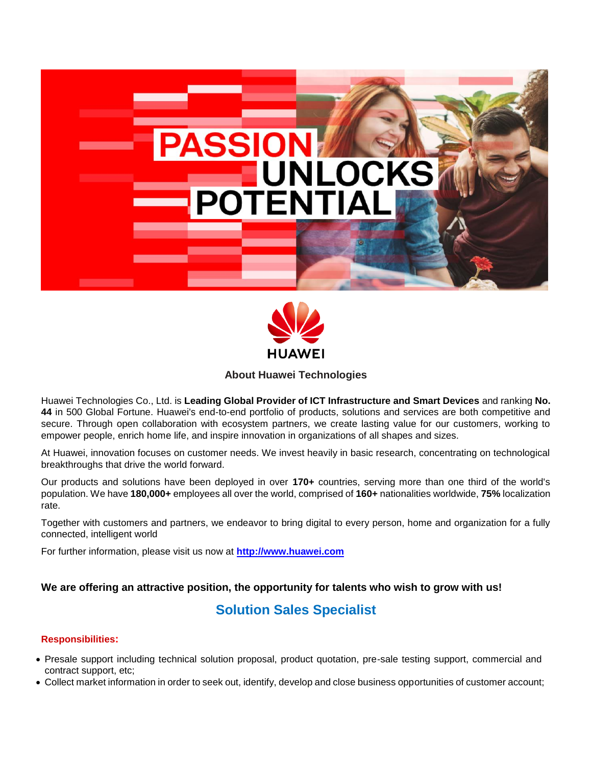PASSION UNLOCKS POTENTIAL

HUAWEI

## About Huawei Technologies

Huawei Technologies Co., Ltd. is **Leading Global Provider of ICT Infrastructure and Smart Devices** and ranking **No. 44** in 500 Global Fortune. Huawei's end-to-end portfolio of products, solutions and services are both competitive and secure. Through open collaboration with ecosystem partners, we create lasting value for our customers, working to empower people, enrich home life, and inspire innovation in organizations of all shapes and sizes.

At Huawei, innovation focuses on customer needs. We invest heavily in basic research, concentrating on technological breakthroughs that drive the world forward.

Our products and solutions have been deployed in over **170+** countries, serving more than one third of the world's population. We have **180,000+** employees all over the world, comprised of **160+** nationalities worldwide, **75%** localization rate.

Together with customers and partners, we endeavor to bring digital to every person, home and organization for a fully connected, intelligent world

For further information, please visit us now at **http://www.huawei.com**

**We are offering an attractive position, the opportunity for talents who wish to grow with us!**

## Solution Sales Specialist

### Responsibilities:

- Presale support including technical solution proposal, product quotation, pre-sale testing support, commercial and contract support, etc;
- Collect market information in order to seek out, identify, develop and close business opportunities of customer account;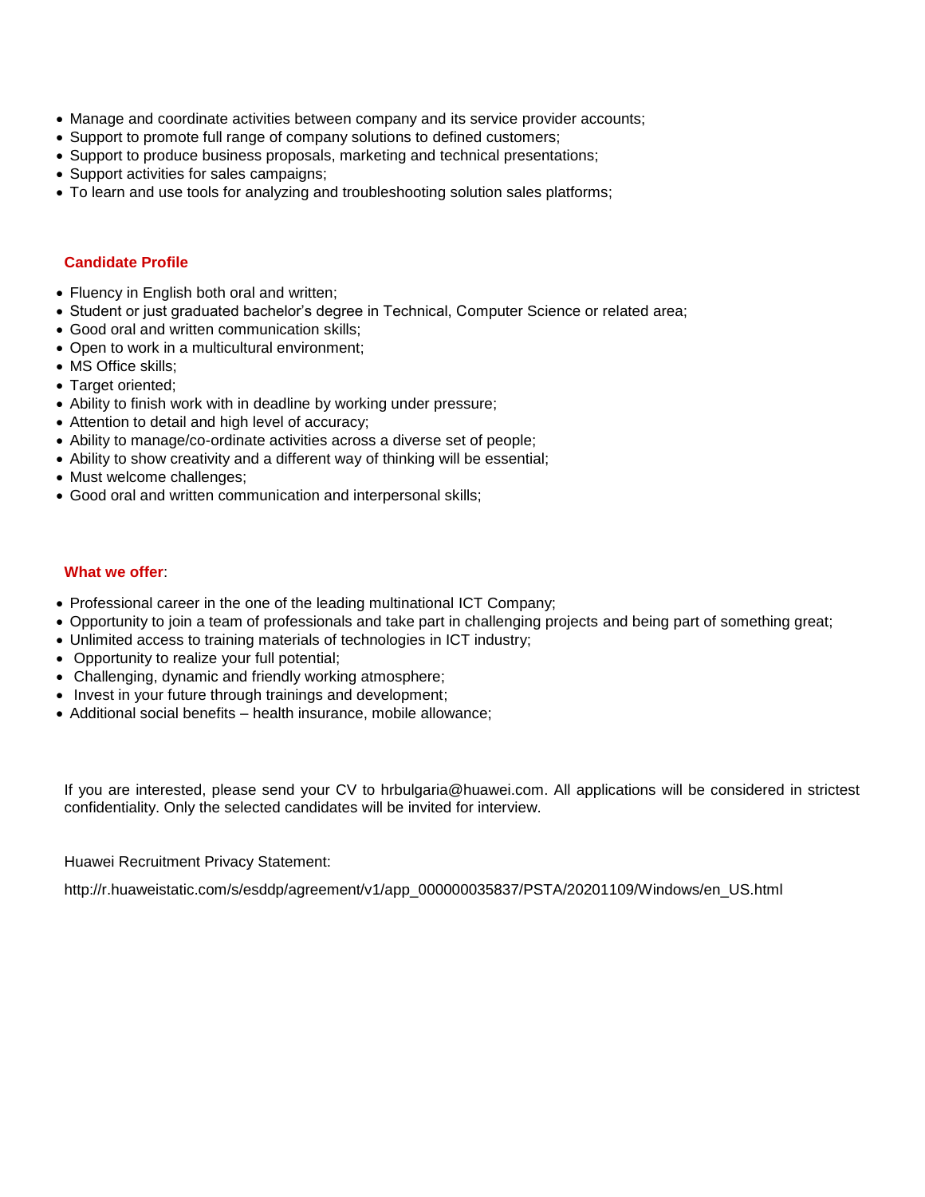- Manage and coordinate activities between company and its service provider accounts;
- Support to promote full range of company solutions to defined customers;
- Support to produce business proposals, marketing and technical presentations;
- Support activities for sales campaigns;
- To learn and use tools for analyzing and troubleshooting solution sales platforms;

## Candidate Profile

- Fluency in English both oral and written;
- Student or just graduated bachelor's degree in Technical, Computer Science or related area;
- Good oral and written communication skills;
- Open to work in a multicultural environment;
- MS Office skills;
- Target oriented;
- Ability to finish work with in deadline by working under pressure;
- Attention to detail and high level of accuracy;
- Ability to manage/co-ordinate activities across a diverse set of people;
- Ability to show creativity and a different way of thinking will be essential;
- Must welcome challenges;
- Good oral and written communication and interpersonal skills;

## What we offer:

- Professional career in the one of the leading multinational ICT Company;
- Opportunity to join a team of professionals and take part in challenging projects and being part of something great;
- Unlimited access to training materials of technologies in ICT industry;
- Opportunity to realize your full potential;
- Challenging, dynamic and friendly working atmosphere;
- Invest in your future through trainings and development;
- Additional social benefits – health insurance, mobile allowance;

If you are interested, please send your CV to hrbulgaria@huawei.com. All applications will be considered in strictest confidentiality. Only the selected candidates will be invited for interview.

Huawei Recruitment Privacy Statement:

http://r.huaweistatic.com/s/esddp/agreement/v1/app_000000035837/PSTA/20201109/Windows/en_US.html